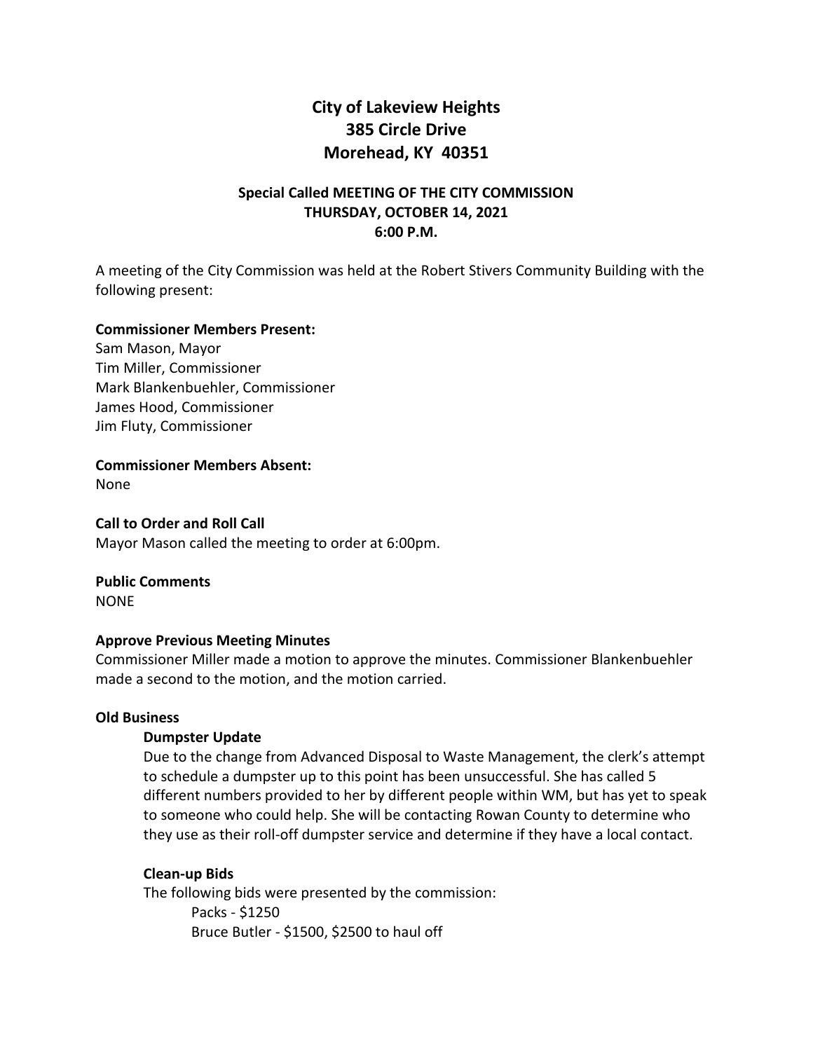# City of Lakeview Heights
# 385 Circle Drive
# Morehead, KY 40351

## Special Called MEETING OF THE CITY COMMISSION
## THURSDAY, OCTOBER 14, 2021
## 6:00 P.M.

A meeting of the City Commission was held at the Robert Stivers Community Building with the following present:

**Commissioner Members Present:**
Sam Mason, Mayor
Tim Miller, Commissioner
Mark Blankenbuehler, Commissioner
James Hood, Commissioner
Jim Fluty, Commissioner

**Commissioner Members Absent:**
None

**Call to Order and Roll Call**
Mayor Mason called the meeting to order at 6:00pm.

**Public Comments**
NONE

**Approve Previous Meeting Minutes**
Commissioner Miller made a motion to approve the minutes. Commissioner Blankenbuehler made a second to the motion, and the motion carried.

**Old Business**

**Dumpster Update**
Due to the change from Advanced Disposal to Waste Management, the clerk's attempt to schedule a dumpster up to this point has been unsuccessful. She has called 5 different numbers provided to her by different people within WM, but has yet to speak to someone who could help. She will be contacting Rowan County to determine who they use as their roll-off dumpster service and determine if they have a local contact.

**Clean-up Bids**
The following bids were presented by the commission:
Packs - $1250
Bruce Butler - $1500, $2500 to haul off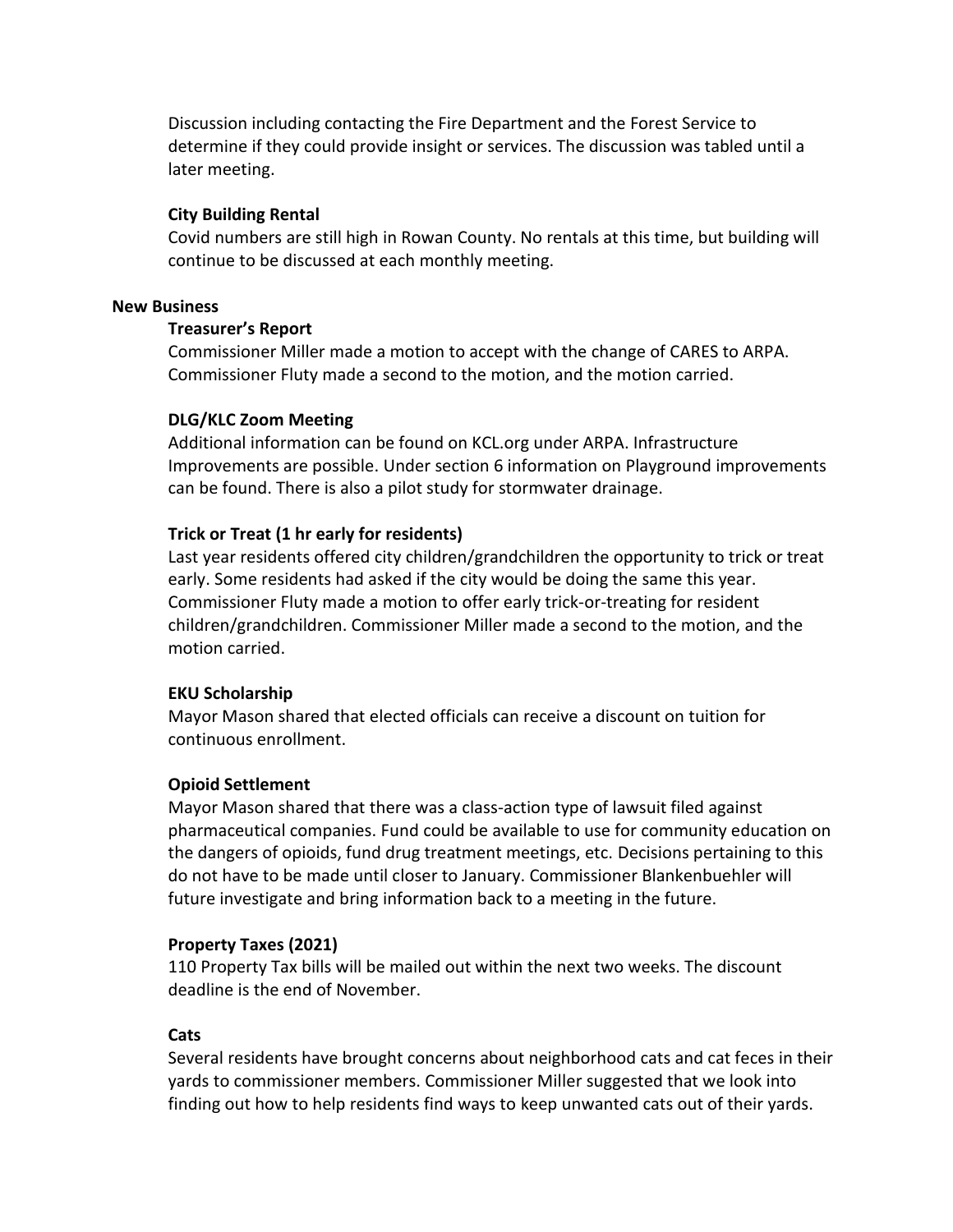Discussion including contacting the Fire Department and the Forest Service to determine if they could provide insight or services. The discussion was tabled until a later meeting.

### City Building Rental

Covid numbers are still high in Rowan County. No rentals at this time, but building will continue to be discussed at each monthly meeting.

## New Business

### Treasurer's Report

Commissioner Miller made a motion to accept with the change of CARES to ARPA. Commissioner Fluty made a second to the motion, and the motion carried.

### DLG/KLC Zoom Meeting

Additional information can be found on KCL.org under ARPA. Infrastructure Improvements are possible. Under section 6 information on Playground improvements can be found. There is also a pilot study for stormwater drainage.

### Trick or Treat (1 hr early for residents)

Last year residents offered city children/grandchildren the opportunity to trick or treat early. Some residents had asked if the city would be doing the same this year. Commissioner Fluty made a motion to offer early trick-or-treating for resident children/grandchildren. Commissioner Miller made a second to the motion, and the motion carried.

### EKU Scholarship

Mayor Mason shared that elected officials can receive a discount on tuition for continuous enrollment.

### Opioid Settlement

Mayor Mason shared that there was a class-action type of lawsuit filed against pharmaceutical companies. Fund could be available to use for community education on the dangers of opioids, fund drug treatment meetings, etc. Decisions pertaining to this do not have to be made until closer to January. Commissioner Blankenbuehler will future investigate and bring information back to a meeting in the future.

### Property Taxes (2021)

110 Property Tax bills will be mailed out within the next two weeks. The discount deadline is the end of November.

### Cats

Several residents have brought concerns about neighborhood cats and cat feces in their yards to commissioner members. Commissioner Miller suggested that we look into finding out how to help residents find ways to keep unwanted cats out of their yards.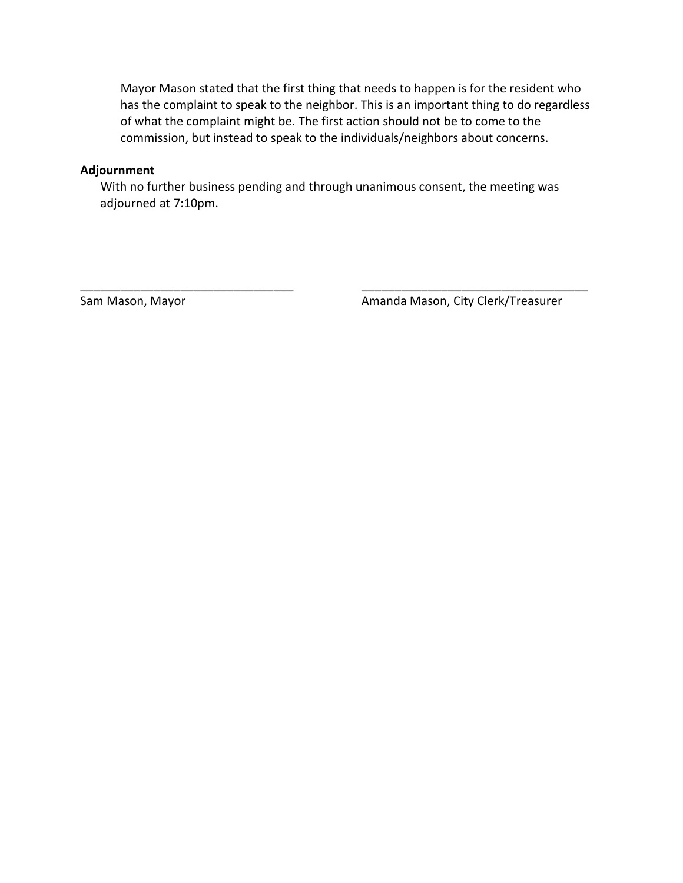Mayor Mason stated that the first thing that needs to happen is for the resident who has the complaint to speak to the neighbor. This is an important thing to do regardless of what the complaint might be. The first action should not be to come to the commission, but instead to speak to the individuals/neighbors about concerns.

**Adjournment**

With no further business pending and through unanimous consent, the meeting was adjourned at 7:10pm.

_________________________________ Sam Mason, Mayor

___________________________________ Amanda Mason, City Clerk/Treasurer